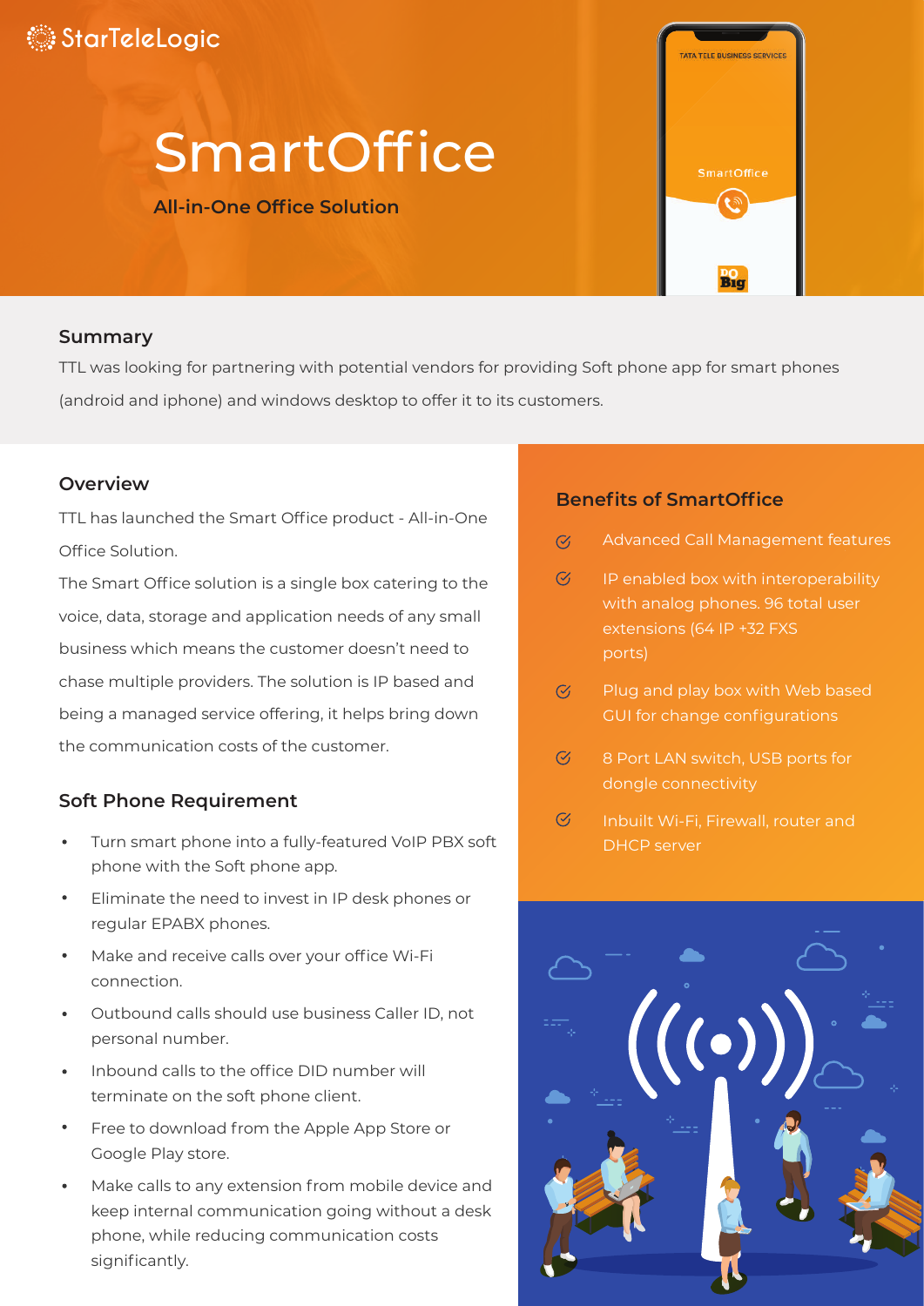StarTeleLogic

# SmartOffice

**All-in-One Office Solution**

## Summary

TTL was looking for partnering with potential vendors for providing Soft phone app for smart phones (android and iphone) and windows desktop to offer it to its customers.

## Overview

TTL has launched the Smart Office product - All-in-One Office Solution.

The Smart Office solution is a single box catering to the voice, data, storage and application needs of any small business which means the customer doesn't need to chase multiple providers. The solution is IP based and being a managed service offering, it helps bring down the communication costs of the customer.

## Soft Phone Requirement

- Turn smart phone into a fully-featured VoIP PBX soft phone with the Soft phone app.
- Eliminate the need to invest in IP desk phones or regular EPABX phones.
- Make and receive calls over your office Wi-Fi connection.
- Outbound calls should use business Caller ID, not personal number.
- Inbound calls to the office DID number will terminate on the soft phone client.
- Free to download from the Apple App Store or Google Play store.
- Make calls to any extension from mobile device and keep internal communication going without a desk phone, while reducing communication costs significantly.

## Benefits of SmartOffice

- Advanced Call Management features
- IP enabled box with interoperability with analog phones. 96 total user extensions (64 IP +32 FXS ports)
- Plug and play box with Web based GUI for change configurations
- 8 Port LAN switch, USB ports for dongle connectivity
- Inbuilt Wi-Fi, Firewall, router and DHCP server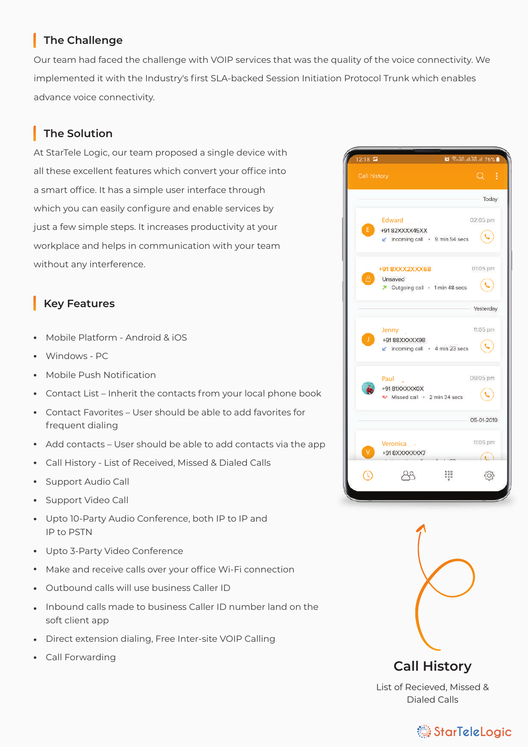## The Challenge

Our team had faced the challenge with VOIP services that was the quality of the voice connectivity. We implemented it with the Industry's first SLA-backed Session Initiation Protocol Trunk which enables advance voice connectivity.

## The Solution

At StarTele Logic, our team proposed a single device with all these excellent features which convert your office into a smart office. It has a simple user interface through which you can easily configure and enable services by just a few simple steps. It increases productivity at your workplace and helps in communication with your team without any interference.

## Key Features

- Mobile Platform - Android & iOS
- Windows - PC
- Mobile Push Notification
- Contact List – Inherit the contacts from your local phone book
- Contact Favorites – User should be able to add favorites for frequent dialing
- Add contacts – User should be able to add contacts via the app
- Call History - List of Received, Missed & Dialed Calls
- Support Audio Call
- Support Video Call
- Upto 10-Party Audio Conference, both IP to IP and IP to PSTN
- Upto 3-Party Video Conference
- Make and receive calls over your office Wi-Fi connection
- Outbound calls will use business Caller ID
- Inbound calls made to business Caller ID number land on the soft client app
- Direct extension dialing, Free Inter-site VOIP Calling
- Call Forwarding

### Call History

List of Recieved, Missed & Dialed Calls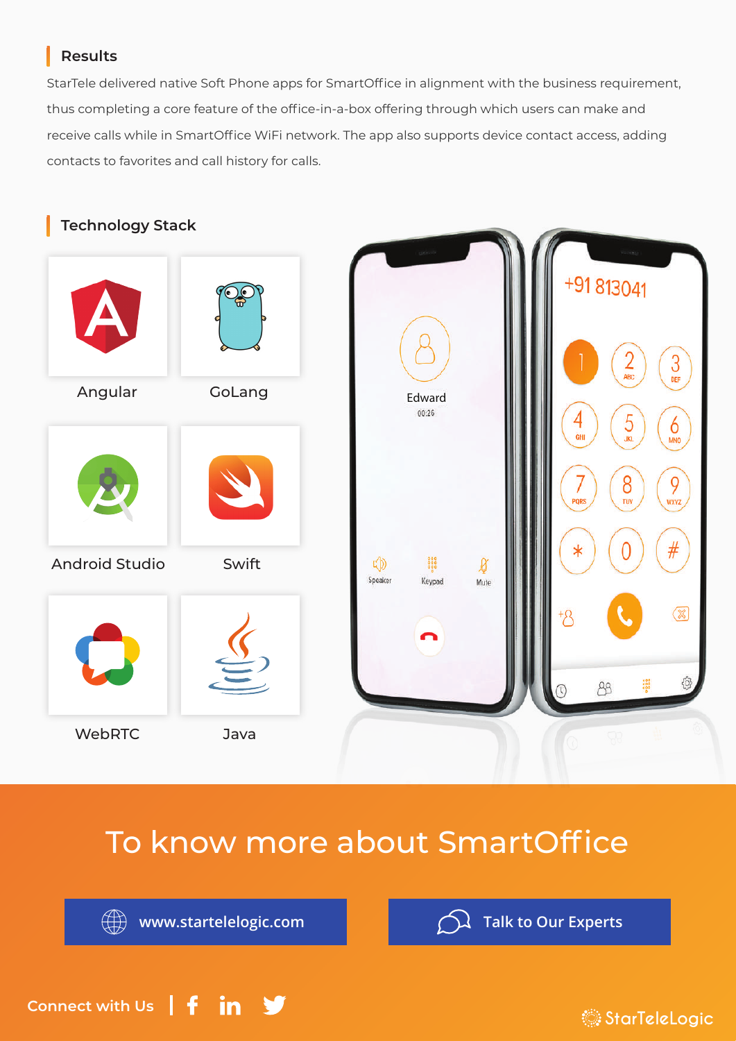## Results

StarTele delivered native Soft Phone apps for SmartOffice in alignment with the business requirement, thus completing a core feature of the office-in-a-box offering through which users can make and receive calls while in SmartOffice WiFi network. The app also supports device contact access, adding contacts to favorites and call history for calls.

## Technology Stack

Angular

GoLang

Android Studio

Swift

WebRTC

Java

# To know more about SmartOffice

www.startelelogic.com

Talk to Our Experts

Connect with Us

StarTeleLogic